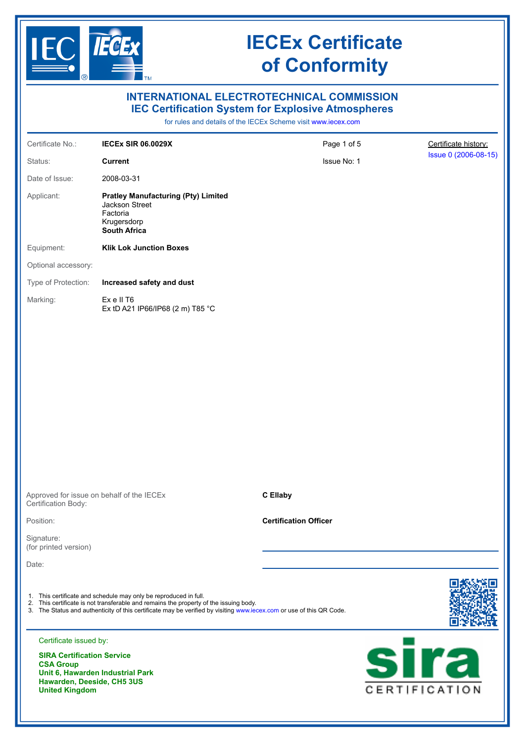# IECEx Certificate of Conformity

## INTERNATIONAL ELECTROTECHNICAL COMMISSION
## IEC Certification System for Explosive Atmospheres

for rules and details of the IECEx Scheme visit www.iecex.com

| | | | |
|---|---|---|---|
| Certificate No.: | **IECEx SIR 06.0029X** | Page 1 of 5 | Certificate history: |
| Status: | **Current** | Issue No: 1 | Issue 0 (2006-08-15) |
| Date of Issue: | 2008-03-31 | | |
| Applicant: | **Pratley Manufacturing (Pty) Limited**<br>Jackson Street<br>Factoria<br>Krugersdorp<br>**South Africa** | | |
| Equipment: | **Klik Lok Junction Boxes** | | |
| Optional accessory: | | | |
| Type of Protection: | **Increased safety and dust** | | |
| Marking: | Ex e II T6<br>Ex tD A21 IP66/IP68 (2 m) T85 °C | | |

Approved for issue on behalf of the IECEx Certification Body: **C Ellaby**

Position: **Certification Officer**

Signature:
(for printed version)

Date:

1. This certificate and schedule may only be reproduced in full.
2. This certificate is not transferable and remains the property of the issuing body.
3. The Status and authenticity of this certificate may be verified by visiting www.iecex.com or use of this QR Code.

Certificate issued by:

**SIRA Certification Service**
**CSA Group**
**Unit 6, Hawarden Industrial Park**
**Hawarden, Deeside, CH5 3US**
**United Kingdom**

sira CERTIFICATION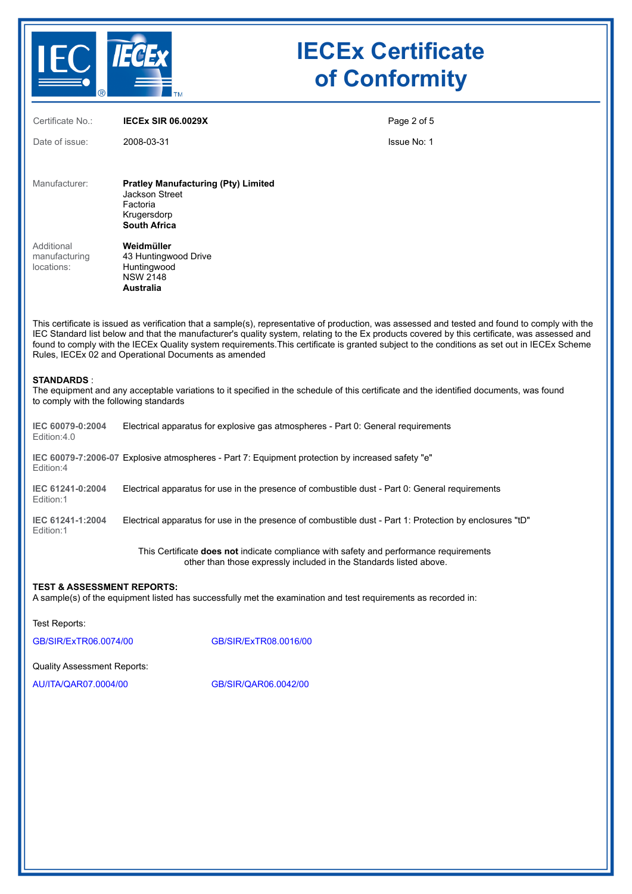# IECEx Certificate of Conformity

Certificate No.: **IECEx SIR 06.0029X**

Date of issue: 2008-03-31

Issue No: 1

Manufacturer: **Pratley Manufacturing (Pty) Limited**
Jackson Street
Factoria
Krugersdorp
**South Africa**

Additional manufacturing locations: **Weidmüller**
43 Huntingwood Drive
Huntingwood
NSW 2148
**Australia**

This certificate is issued as verification that a sample(s), representative of production, was assessed and tested and found to comply with the IEC Standard list below and that the manufacturer's quality system, relating to the Ex products covered by this certificate, was assessed and found to comply with the IECEx Quality system requirements.This certificate is granted subject to the conditions as set out in IECEx Scheme Rules, IECEx 02 and Operational Documents as amended

**STANDARDS** :
The equipment and any acceptable variations to it specified in the schedule of this certificate and the identified documents, was found to comply with the following standards

| Standard | Title |
|---|---|
| **IEC 60079-0:2004** Edition:4.0 | Electrical apparatus for explosive gas atmospheres - Part 0: General requirements |
| **IEC 60079-7:2006-07** Edition:4 | Explosive atmospheres - Part 7: Equipment protection by increased safety "e" |
| **IEC 61241-0:2004** Edition:1 | Electrical apparatus for use in the presence of combustible dust - Part 0: General requirements |
| **IEC 61241-1:2004** Edition:1 | Electrical apparatus for use in the presence of combustible dust - Part 1: Protection by enclosures "tD" |

This Certificate **does not** indicate compliance with safety and performance requirements other than those expressly included in the Standards listed above.

**TEST & ASSESSMENT REPORTS:**
A sample(s) of the equipment listed has successfully met the examination and test requirements as recorded in:

Test Reports:

GB/SIR/ExTR06.0074/00 GB/SIR/ExTR08.0016/00

Quality Assessment Reports:

AU/ITA/QAR07.0004/00 GB/SIR/QAR06.0042/00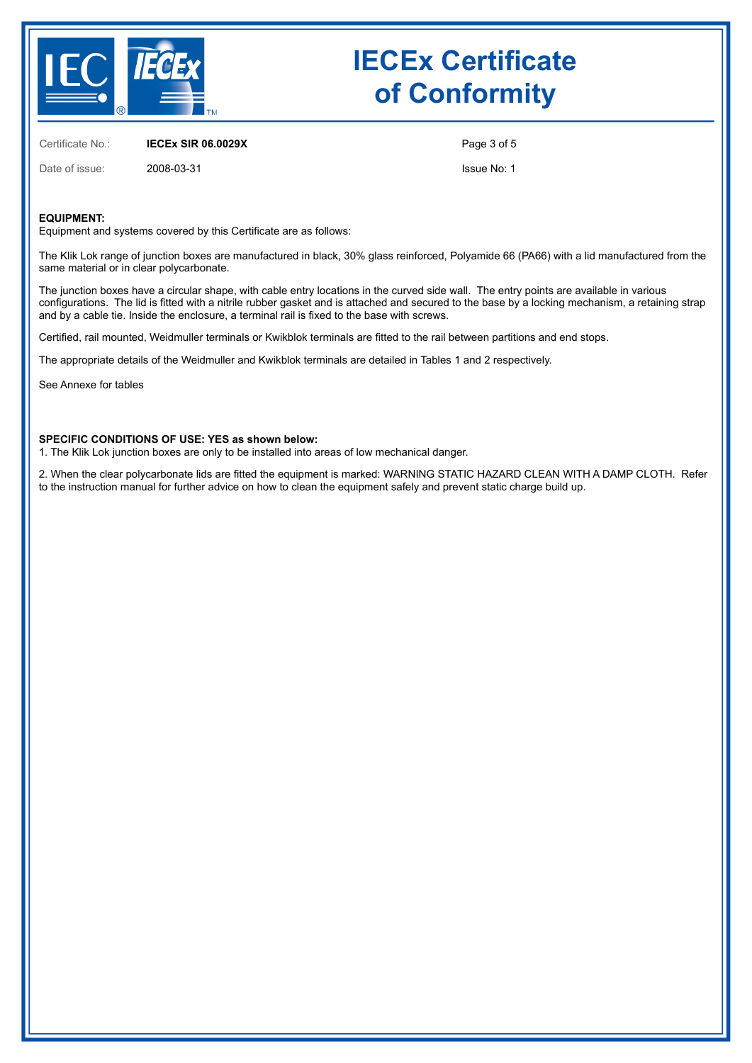# IECEx Certificate of Conformity

Certificate No.: **IECEx SIR 06.0029X**

Date of issue: 2008-03-31

Issue No: 1

**EQUIPMENT:**
Equipment and systems covered by this Certificate are as follows:

The Klik Lok range of junction boxes are manufactured in black, 30% glass reinforced, Polyamide 66 (PA66) with a lid manufactured from the same material or in clear polycarbonate.

The junction boxes have a circular shape, with cable entry locations in the curved side wall. The entry points are available in various configurations. The lid is fitted with a nitrile rubber gasket and is attached and secured to the base by a locking mechanism, a retaining strap and by a cable tie. Inside the enclosure, a terminal rail is fixed to the base with screws.

Certified, rail mounted, Weidmuller terminals or Kwikblok terminals are fitted to the rail between partitions and end stops.

The appropriate details of the Weidmuller and Kwikblok terminals are detailed in Tables 1 and 2 respectively.

See Annexe for tables

**SPECIFIC CONDITIONS OF USE: YES as shown below:**

1. The Klik Lok junction boxes are only to be installed into areas of low mechanical danger.

2. When the clear polycarbonate lids are fitted the equipment is marked: WARNING STATIC HAZARD CLEAN WITH A DAMP CLOTH. Refer to the instruction manual for further advice on how to clean the equipment safely and prevent static charge build up.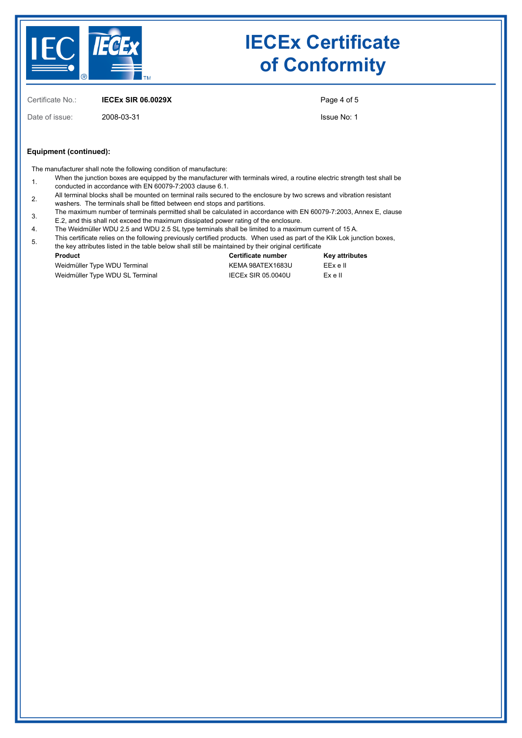Certificate No.: **IECEx SIR 06.0029X**

Date of issue: 2008-03-31

Issue No: 1

**Equipment (continued):**

The manufacturer shall note the following condition of manufacture:

1. When the junction boxes are equipped by the manufacturer with terminals wired, a routine electric strength test shall be conducted in accordance with EN 60079-7:2003 clause 6.1.
2. All terminal blocks shall be mounted on terminal rails secured to the enclosure by two screws and vibration resistant washers. The terminals shall be fitted between end stops and partitions.
3. The maximum number of terminals permitted shall be calculated in accordance with EN 60079-7:2003, Annex E, clause E.2, and this shall not exceed the maximum dissipated power rating of the enclosure.
4. The Weidmüller WDU 2.5 and WDU 2.5 SL type terminals shall be limited to a maximum current of 15 A.
5. This certificate relies on the following previously certified products. When used as part of the Klik Lok junction boxes, the key attributes listed in the table below shall still be maintained by their original certificate

| Product | Certificate number | Key attributes |
|---|---|---|
| Weidmüller Type WDU Terminal | KEMA 98ATEX1683U | EEx e II |
| Weidmüller Type WDU SL Terminal | IECEx SIR 05.0040U | Ex e II |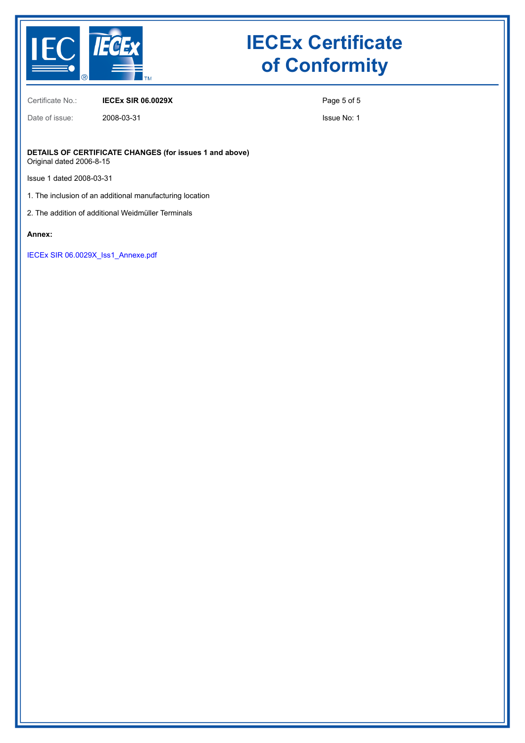# IECEx Certificate of Conformity

| Certificate No.: | **IECEx SIR 06.0029X** | Page 5 of 5 |
| --- | --- | --- |
| Date of issue: | 2008-03-31 | Issue No: 1 |

**DETAILS OF CERTIFICATE CHANGES (for issues 1 and above)**
Original dated 2006-8-15

Issue 1 dated 2008-03-31

1. The inclusion of an additional manufacturing location

2. The addition of additional Weidmüller Terminals

**Annex:**

IECEx SIR 06.0029X_Iss1_Annexe.pdf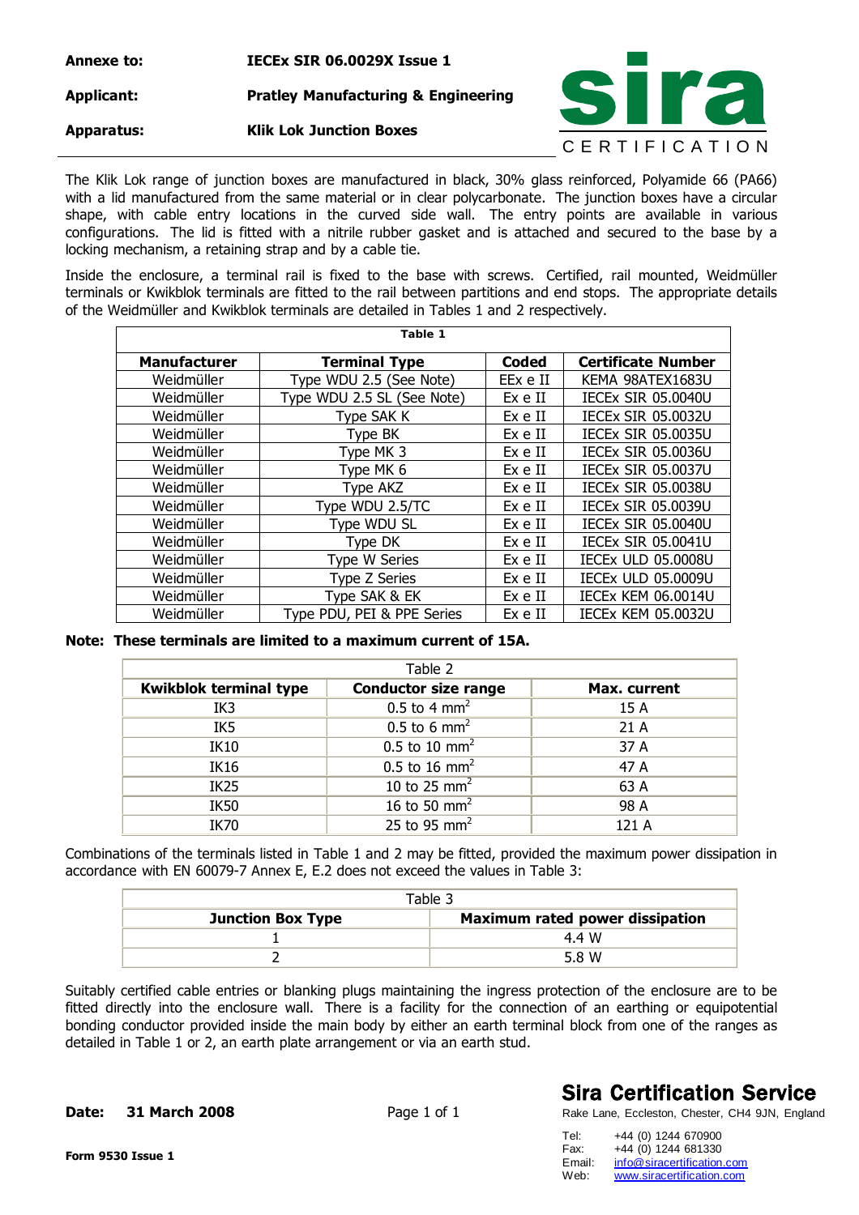**Annexe to:** IECEx SIR 06.0029X Issue 1

**Applicant:** Pratley Manufacturing & Engineering

**Apparatus:** Klik Lok Junction Boxes

The Klik Lok range of junction boxes are manufactured in black, 30% glass reinforced, Polyamide 66 (PA66) with a lid manufactured from the same material or in clear polycarbonate. The junction boxes have a circular shape, with cable entry locations in the curved side wall. The entry points are available in various configurations. The lid is fitted with a nitrile rubber gasket and is attached and secured to the base by a locking mechanism, a retaining strap and by a cable tie.

Inside the enclosure, a terminal rail is fixed to the base with screws. Certified, rail mounted, Weidmüller terminals or Kwikblok terminals are fitted to the rail between partitions and end stops. The appropriate details of the Weidmüller and Kwikblok terminals are detailed in Tables 1 and 2 respectively.

**Table 1**

| Manufacturer | Terminal Type | Coded | Certificate Number |
|---|---|---|---|
| Weidmüller | Type WDU 2.5 (See Note) | EEx e II | KEMA 98ATEX1683U |
| Weidmüller | Type WDU 2.5 SL (See Note) | Ex e II | IECEx SIR 05.0040U |
| Weidmüller | Type SAK K | Ex e II | IECEx SIR 05.0032U |
| Weidmüller | Type BK | Ex e II | IECEx SIR 05.0035U |
| Weidmüller | Type MK 3 | Ex e II | IECEx SIR 05.0036U |
| Weidmüller | Type MK 6 | Ex e II | IECEx SIR 05.0037U |
| Weidmüller | Type AKZ | Ex e II | IECEx SIR 05.0038U |
| Weidmüller | Type WDU 2.5/TC | Ex e II | IECEx SIR 05.0039U |
| Weidmüller | Type WDU SL | Ex e II | IECEx SIR 05.0040U |
| Weidmüller | Type DK | Ex e II | IECEx SIR 05.0041U |
| Weidmüller | Type W Series | Ex e II | IECEx ULD 05.0008U |
| Weidmüller | Type Z Series | Ex e II | IECEx ULD 05.0009U |
| Weidmüller | Type SAK & EK | Ex e II | IECEx KEM 06.0014U |
| Weidmüller | Type PDU, PEI & PPE Series | Ex e II | IECEx KEM 05.0032U |

**Note: These terminals are limited to a maximum current of 15A.**

Table 2

| Kwikblok terminal type | Conductor size range | Max. current |
|---|---|---|
| IK3 | 0.5 to 4 mm$^2$ | 15 A |
| IK5 | 0.5 to 6 mm$^2$ | 21 A |
| IK10 | 0.5 to 10 mm$^2$ | 37 A |
| IK16 | 0.5 to 16 mm$^2$ | 47 A |
| IK25 | 10 to 25 mm$^2$ | 63 A |
| IK50 | 16 to 50 mm$^2$ | 98 A |
| IK70 | 25 to 95 mm$^2$ | 121 A |

Combinations of the terminals listed in Table 1 and 2 may be fitted, provided the maximum power dissipation in accordance with EN 60079-7 Annex E, E.2 does not exceed the values in Table 3:

Table 3

| Junction Box Type | Maximum rated power dissipation |
|---|---|
| 1 | 4.4 W |
| 2 | 5.8 W |

Suitably certified cable entries or blanking plugs maintaining the ingress protection of the enclosure are to be fitted directly into the enclosure wall. There is a facility for the connection of an earthing or equipotential bonding conductor provided inside the main body by either an earth terminal block from one of the ranges as detailed in Table 1 or 2, an earth plate arrangement or via an earth stud.

**Date: 31 March 2008**

**Sira Certification Service**
Rake Lane, Eccleston, Chester, CH4 9JN, England

Tel: +44 (0) 1244 670900
Fax: +44 (0) 1244 681330
Email: info@siracertification.com
Web: www.siracertification.com

Form 9530 Issue 1